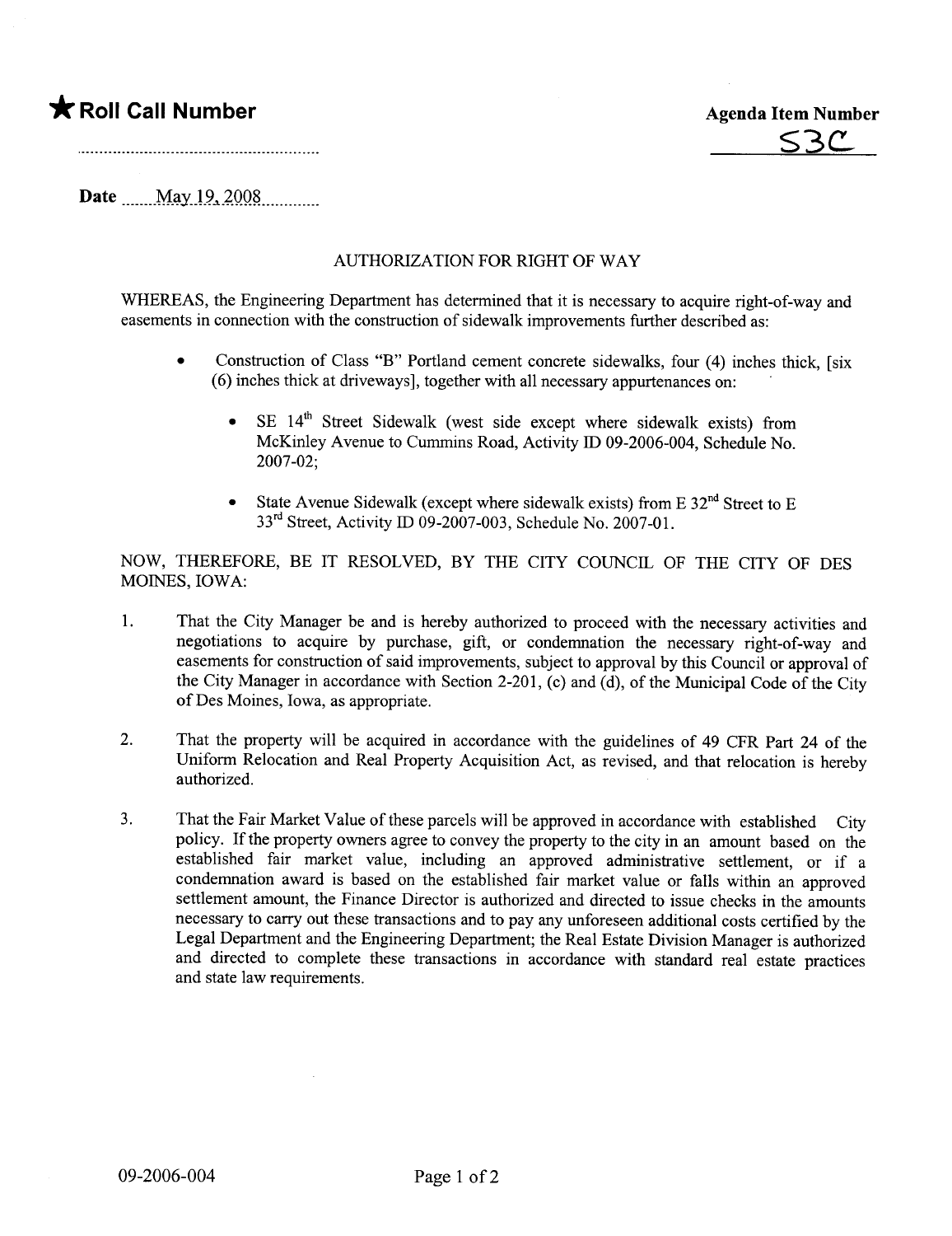★ **Roll Call Number**

**Agenda Item Number**
S3C

**Date** May 19, 2008

AUTHORIZATION FOR RIGHT OF WAY

WHEREAS, the Engineering Department has determined that it is necessary to acquire right-of-way and easements in connection with the construction of sidewalk improvements further described as:

- Construction of Class "B" Portland cement concrete sidewalks, four (4) inches thick, [six (6) inches thick at driveways], together with all necessary appurtenances on:
  - SE 14th Street Sidewalk (west side except where sidewalk exists) from McKinley Avenue to Cummins Road, Activity ID 09-2006-004, Schedule No. 2007-02;
  - State Avenue Sidewalk (except where sidewalk exists) from E 32nd Street to E 33rd Street, Activity ID 09-2007-003, Schedule No. 2007-01.

NOW, THEREFORE, BE IT RESOLVED, BY THE CITY COUNCIL OF THE CITY OF DES MOINES, IOWA:

1. That the City Manager be and is hereby authorized to proceed with the necessary activities and negotiations to acquire by purchase, gift, or condemnation the necessary right-of-way and easements for construction of said improvements, subject to approval by this Council or approval of the City Manager in accordance with Section 2-201, (c) and (d), of the Municipal Code of the City of Des Moines, Iowa, as appropriate.

2. That the property will be acquired in accordance with the guidelines of 49 CFR Part 24 of the Uniform Relocation and Real Property Acquisition Act, as revised, and that relocation is hereby authorized.

3. That the Fair Market Value of these parcels will be approved in accordance with established City policy. If the property owners agree to convey the property to the city in an amount based on the established fair market value, including an approved administrative settlement, or if a condemnation award is based on the established fair market value or falls within an approved settlement amount, the Finance Director is authorized and directed to issue checks in the amounts necessary to carry out these transactions and to pay any unforeseen additional costs certified by the Legal Department and the Engineering Department; the Real Estate Division Manager is authorized and directed to complete these transactions in accordance with standard real estate practices and state law requirements.

09-2006-004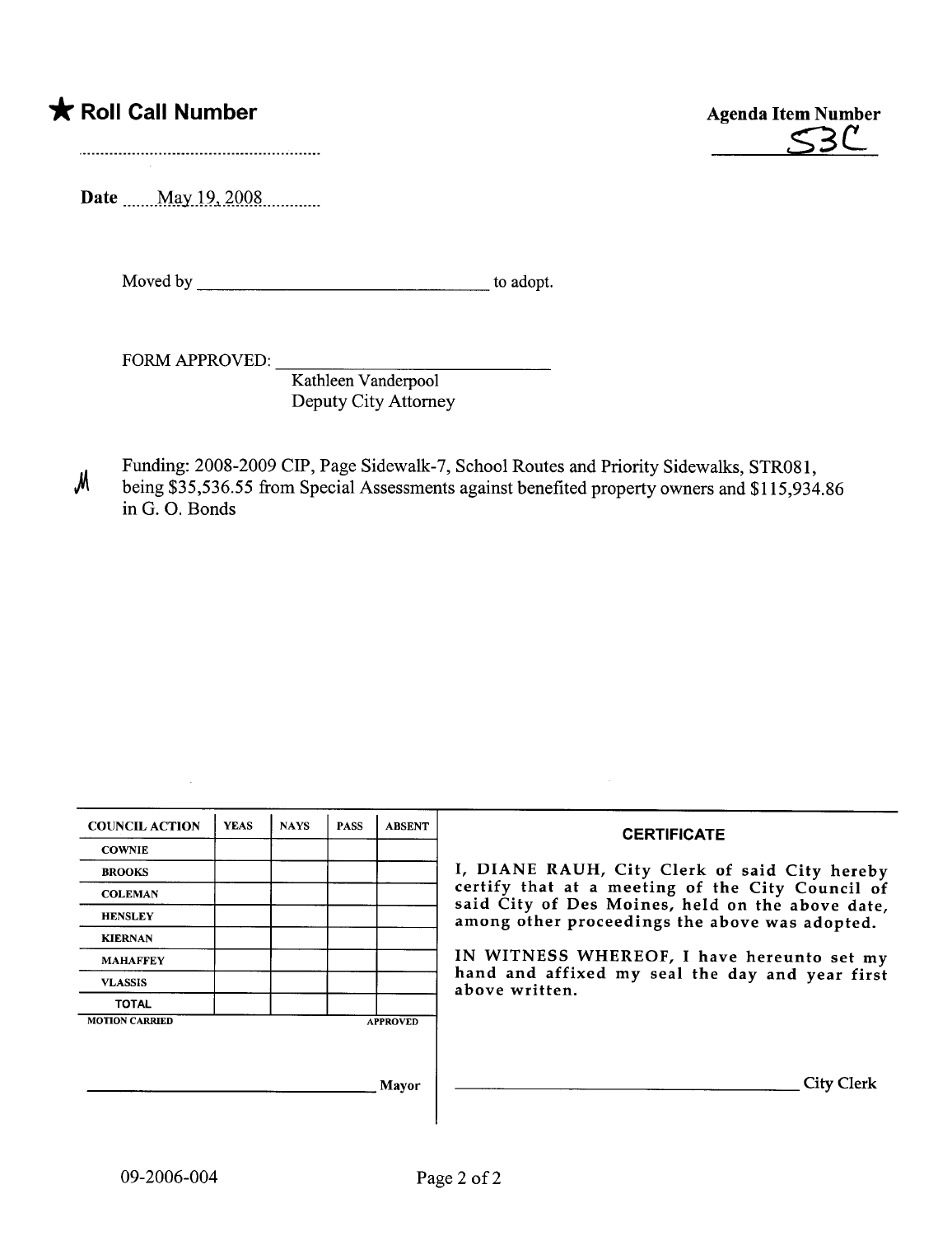**★ Roll Call Number**

..........................................................

**Agenda Item Number**

53C

**Date** May 19, 2008

Moved by ________________________________ to adopt.

FORM APPROVED: ____________________________

Kathleen Vanderpool
Deputy City Attorney

M

Funding: 2008-2009 CIP, Page Sidewalk-7, School Routes and Priority Sidewalks, STR081, being $35,536.55 from Special Assessments against benefited property owners and $115,934.86 in G. O. Bonds

| COUNCIL ACTION | YEAS | NAYS | PASS | ABSENT |
|---|---|---|---|---|
| COWNIE | | | | |
| BROOKS | | | | |
| COLEMAN | | | | |
| HENSLEY | | | | |
| KIERNAN | | | | |
| MAHAFFEY | | | | |
| VLASSIS | | | | |
| TOTAL | | | | |

MOTION CARRIED APPROVED

________________________________ Mayor

**CERTIFICATE**

I, DIANE RAUH, City Clerk of said City hereby certify that at a meeting of the City Council of said City of Des Moines, held on the above date, among other proceedings the above was adopted.

IN WITNESS WHEREOF, I have hereunto set my hand and affixed my seal the day and year first above written.

________________________________ City Clerk

09-2006-004